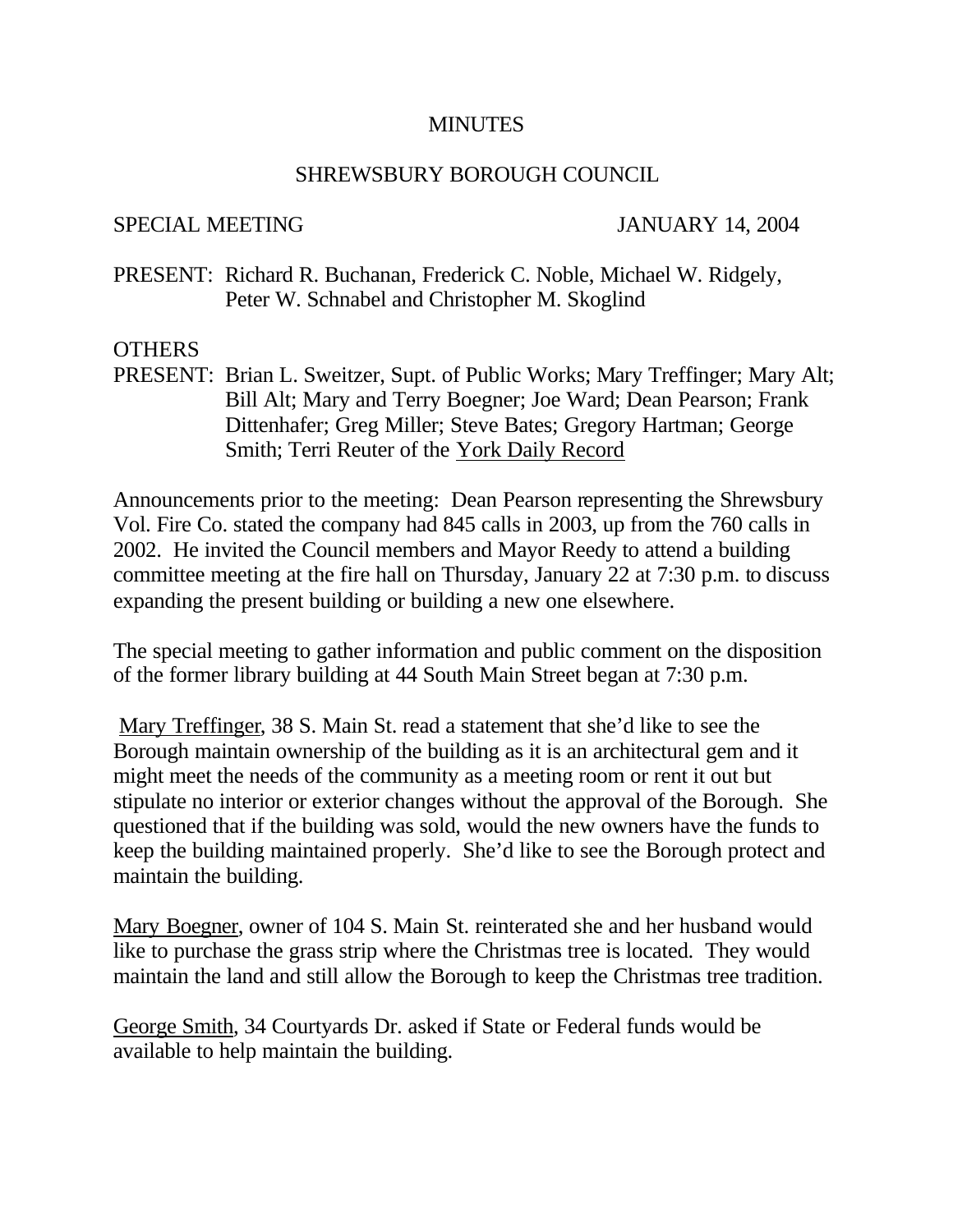# MINUTES

## SHREWSBURY BOROUGH COUNCIL

SPECIAL MEETING JANUARY 14, 2004

PRESENT: Richard R. Buchanan, Frederick C. Noble, Michael W. Ridgely, Peter W. Schnabel and Christopher M. Skoglind

OTHERS PRESENT: Brian L. Sweitzer, Supt. of Public Works; Mary Treffinger; Mary Alt; Bill Alt; Mary and Terry Boegner; Joe Ward; Dean Pearson; Frank Dittenhafer; Greg Miller; Steve Bates; Gregory Hartman; George Smith; Terri Reuter of the York Daily Record

Announcements prior to the meeting: Dean Pearson representing the Shrewsbury Vol. Fire Co. stated the company had 845 calls in 2003, up from the 760 calls in 2002. He invited the Council members and Mayor Reedy to attend a building committee meeting at the fire hall on Thursday, January 22 at 7:30 p.m. to discuss expanding the present building or building a new one elsewhere.

The special meeting to gather information and public comment on the disposition of the former library building at 44 South Main Street began at 7:30 p.m.

Mary Treffinger, 38 S. Main St. read a statement that she'd like to see the Borough maintain ownership of the building as it is an architectural gem and it might meet the needs of the community as a meeting room or rent it out but stipulate no interior or exterior changes without the approval of the Borough. She questioned that if the building was sold, would the new owners have the funds to keep the building maintained properly. She'd like to see the Borough protect and maintain the building.

Mary Boegner, owner of 104 S. Main St. reinterated she and her husband would like to purchase the grass strip where the Christmas tree is located. They would maintain the land and still allow the Borough to keep the Christmas tree tradition.

George Smith, 34 Courtyards Dr. asked if State or Federal funds would be available to help maintain the building.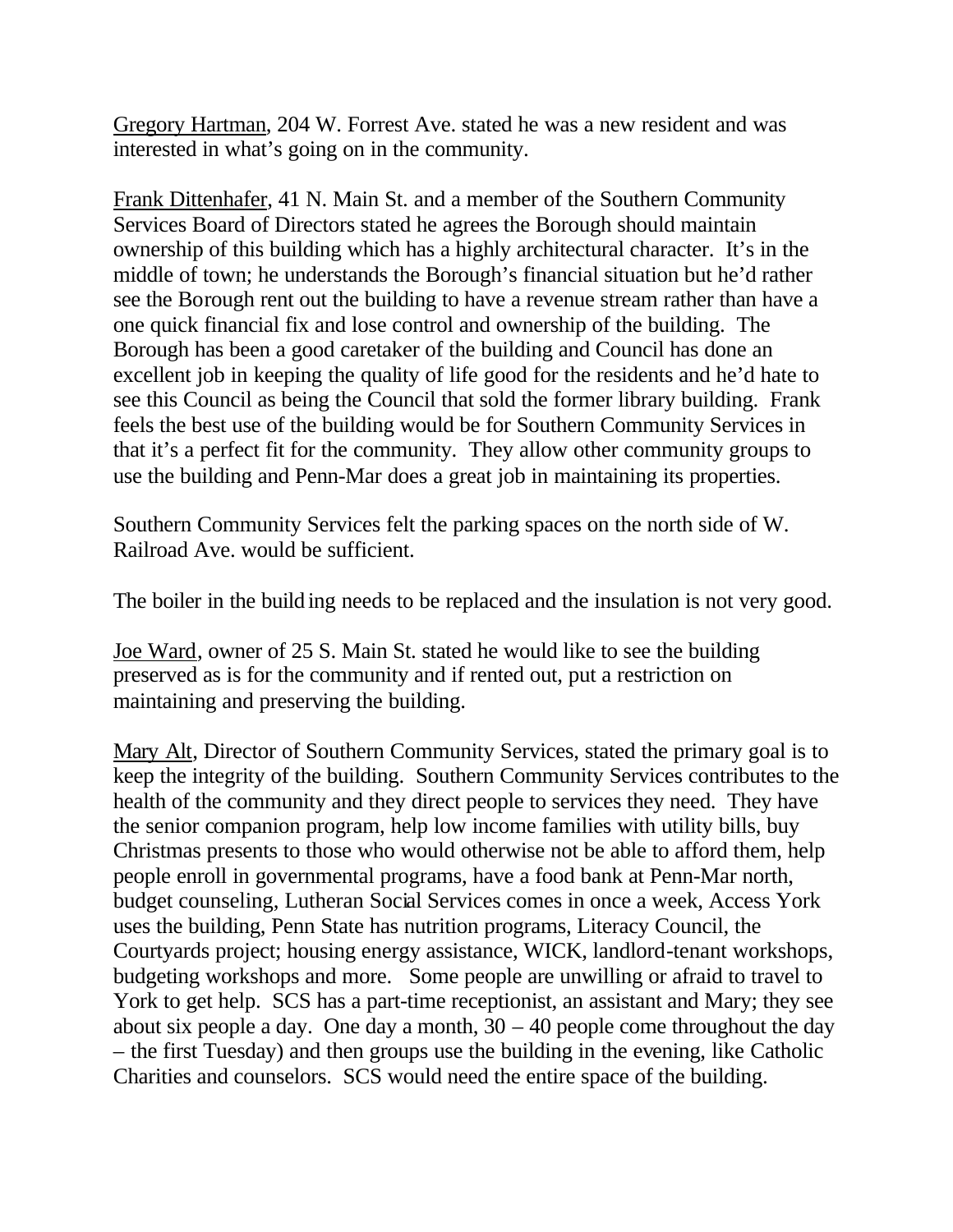Gregory Hartman, 204 W. Forrest Ave. stated he was a new resident and was interested in what's going on in the community.

Frank Dittenhafer, 41 N. Main St. and a member of the Southern Community Services Board of Directors stated he agrees the Borough should maintain ownership of this building which has a highly architectural character. It's in the middle of town; he understands the Borough's financial situation but he'd rather see the Borough rent out the building to have a revenue stream rather than have a one quick financial fix and lose control and ownership of the building. The Borough has been a good caretaker of the building and Council has done an excellent job in keeping the quality of life good for the residents and he'd hate to see this Council as being the Council that sold the former library building. Frank feels the best use of the building would be for Southern Community Services in that it's a perfect fit for the community. They allow other community groups to use the building and Penn-Mar does a great job in maintaining its properties.

Southern Community Services felt the parking spaces on the north side of W. Railroad Ave. would be sufficient.

The boiler in the building needs to be replaced and the insulation is not very good.

Joe Ward, owner of 25 S. Main St. stated he would like to see the building preserved as is for the community and if rented out, put a restriction on maintaining and preserving the building.

Mary Alt, Director of Southern Community Services, stated the primary goal is to keep the integrity of the building. Southern Community Services contributes to the health of the community and they direct people to services they need. They have the senior companion program, help low income families with utility bills, buy Christmas presents to those who would otherwise not be able to afford them, help people enroll in governmental programs, have a food bank at Penn-Mar north, budget counseling, Lutheran Social Services comes in once a week, Access York uses the building, Penn State has nutrition programs, Literacy Council, the Courtyards project; housing energy assistance, WICK, landlord-tenant workshops, budgeting workshops and more. Some people are unwilling or afraid to travel to York to get help. SCS has a part-time receptionist, an assistant and Mary; they see about six people a day. One day a month, 30 – 40 people come throughout the day – the first Tuesday) and then groups use the building in the evening, like Catholic Charities and counselors. SCS would need the entire space of the building.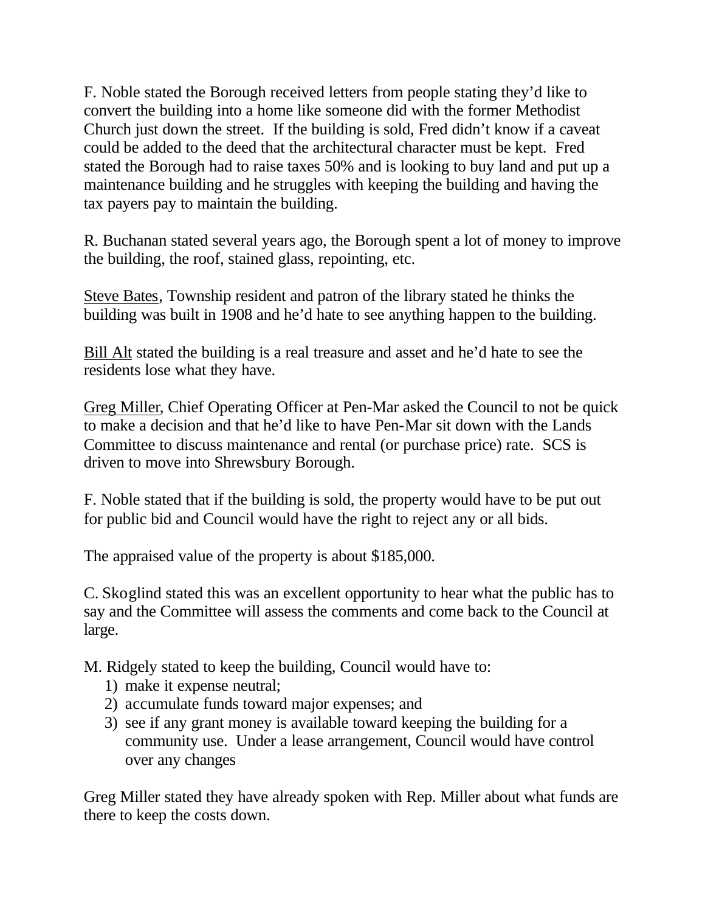F. Noble stated the Borough received letters from people stating they'd like to convert the building into a home like someone did with the former Methodist Church just down the street. If the building is sold, Fred didn't know if a caveat could be added to the deed that the architectural character must be kept. Fred stated the Borough had to raise taxes 50% and is looking to buy land and put up a maintenance building and he struggles with keeping the building and having the tax payers pay to maintain the building.

R. Buchanan stated several years ago, the Borough spent a lot of money to improve the building, the roof, stained glass, repointing, etc.

<u>Steve Bates</u>, Township resident and patron of the library stated he thinks the building was built in 1908 and he'd hate to see anything happen to the building.

<u>Bill Alt</u> stated the building is a real treasure and asset and he'd hate to see the residents lose what they have.

<u>Greg Miller</u>, Chief Operating Officer at Pen-Mar asked the Council to not be quick to make a decision and that he'd like to have Pen-Mar sit down with the Lands Committee to discuss maintenance and rental (or purchase price) rate. SCS is driven to move into Shrewsbury Borough.

F. Noble stated that if the building is sold, the property would have to be put out for public bid and Council would have the right to reject any or all bids.

The appraised value of the property is about $185,000.

C. Skoglind stated this was an excellent opportunity to hear what the public has to say and the Committee will assess the comments and come back to the Council at large.

M. Ridgely stated to keep the building, Council would have to:

1) make it expense neutral;
2) accumulate funds toward major expenses; and
3) see if any grant money is available toward keeping the building for a community use. Under a lease arrangement, Council would have control over any changes

Greg Miller stated they have already spoken with Rep. Miller about what funds are there to keep the costs down.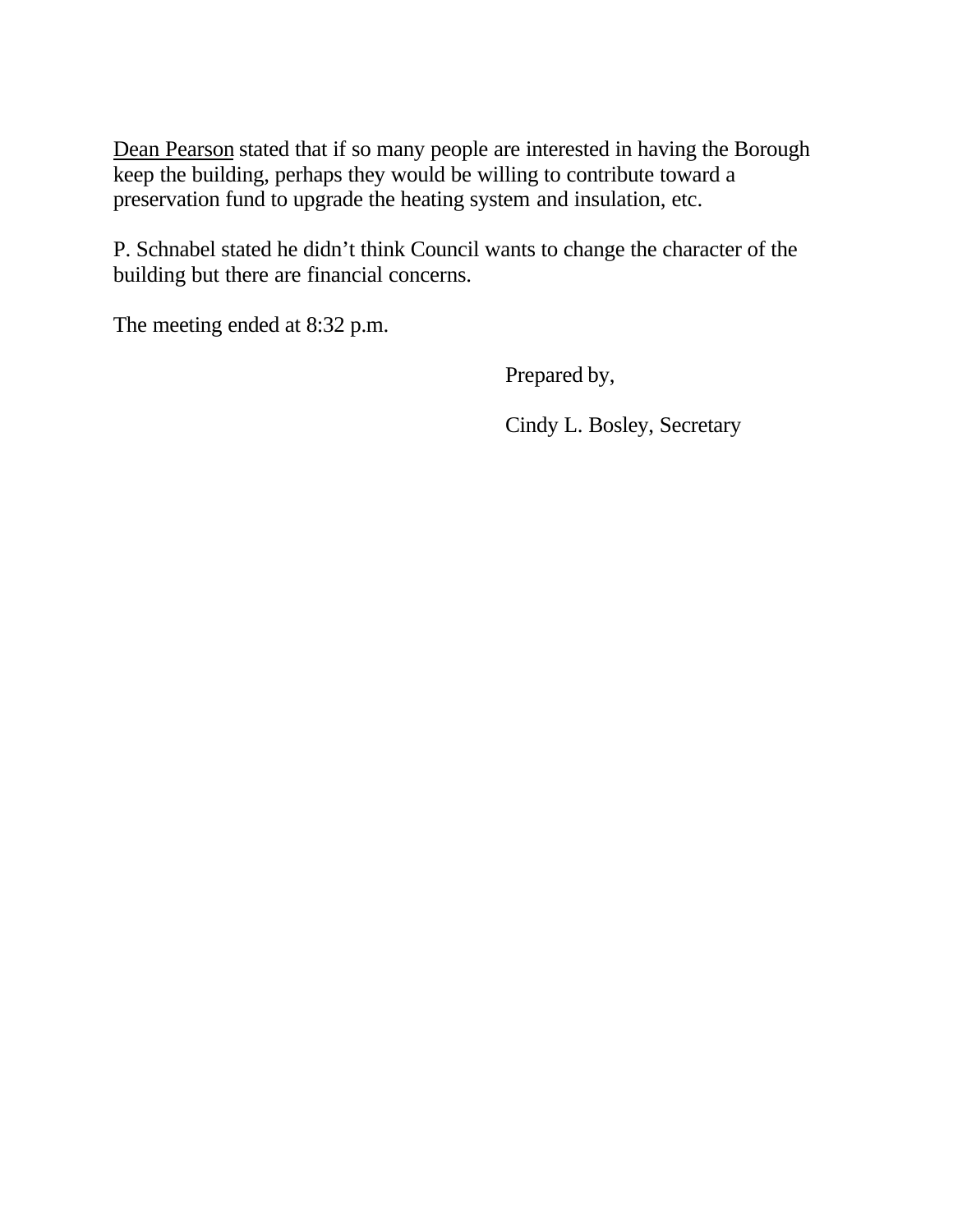Dean Pearson stated that if so many people are interested in having the Borough keep the building, perhaps they would be willing to contribute toward a preservation fund to upgrade the heating system and insulation, etc.

P. Schnabel stated he didn't think Council wants to change the character of the building but there are financial concerns.

The meeting ended at 8:32 p.m.

Prepared by,

Cindy L. Bosley, Secretary